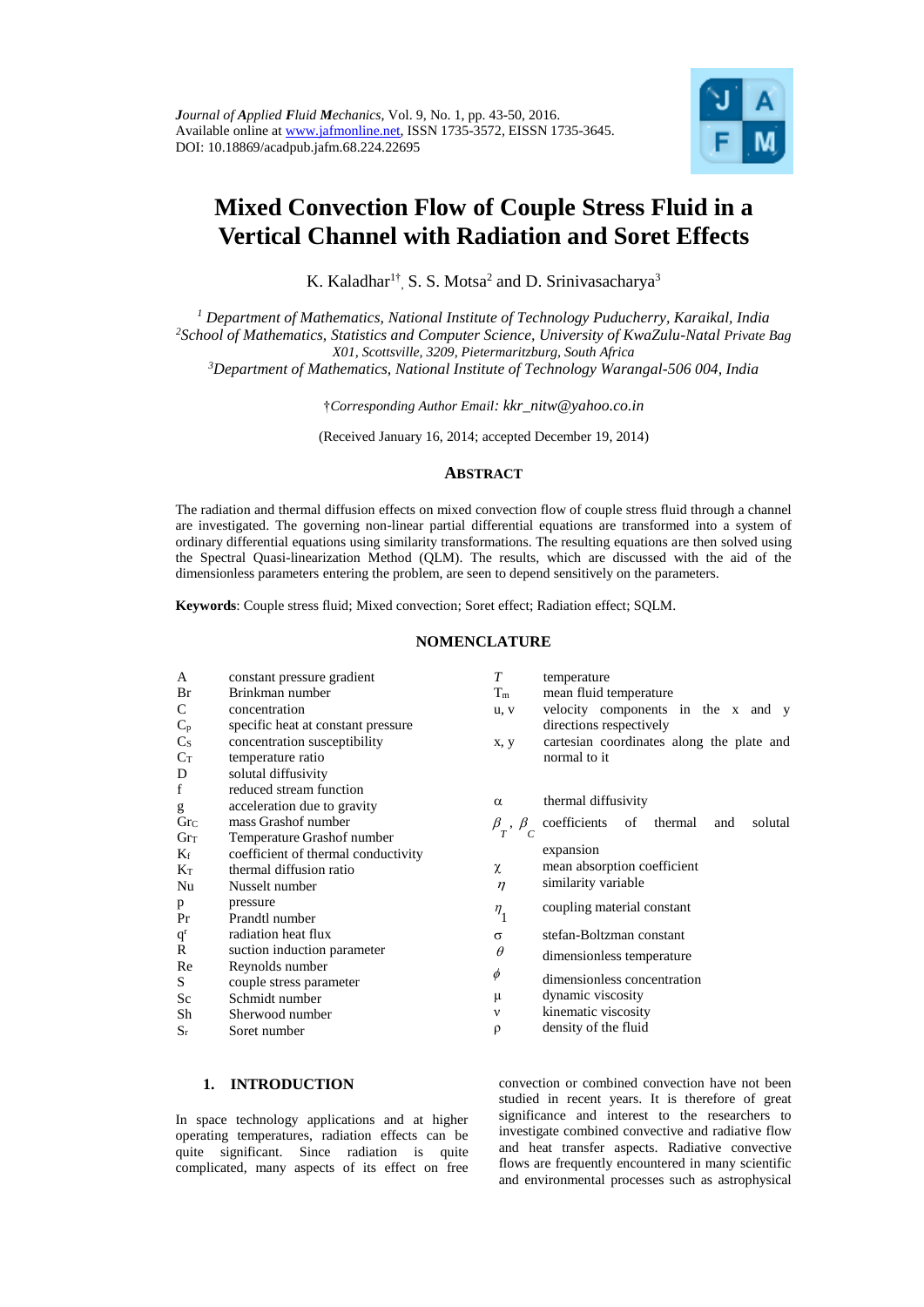*Journal of Applied Fluid Mechanics*, Vol. 9, No. 1, pp. 43-50, 2016.
Available online at www.jafmonline.net, ISSN 1735-3572, EISSN 1735-3645.
DOI: 10.18869/acadpub.jafm.68.224.22695

# Mixed Convection Flow of Couple Stress Fluid in a Vertical Channel with Radiation and Soret Effects

K. Kaladhar[1†], S. S. Motsa[2] and D. Srinivasacharya[3]

[1] *Department of Mathematics, National Institute of Technology Puducherry, Karaikal, India*
[2] *School of Mathematics, Statistics and Computer Science, University of KwaZulu-Natal Private Bag X01, Scottsville, 3209, Pietermaritzburg, South Africa*
[3] *Department of Mathematics, National Institute of Technology Warangal-506 004, India*

†*Corresponding Author Email: kkr_nitw@yahoo.co.in*

(Received January 16, 2014; accepted December 19, 2014)

## ABSTRACT

The radiation and thermal diffusion effects on mixed convection flow of couple stress fluid through a channel are investigated. The governing non-linear partial differential equations are transformed into a system of ordinary differential equations using similarity transformations. The resulting equations are then solved using the Spectral Quasi-linearization Method (QLM). The results, which are discussed with the aid of the dimensionless parameters entering the problem, are seen to depend sensitively on the parameters.

**Keywords**: Couple stress fluid; Mixed convection; Soret effect; Radiation effect; SQLM.

## NOMENCLATURE

| | | | |
|---|---|---|---|
| A | constant pressure gradient | $T$ | temperature |
| Br | Brinkman number | $T_m$ | mean fluid temperature |
| C | concentration | u, v | velocity components in the x and y directions respectively |
| $C_p$ | specific heat at constant pressure | x, y | cartesian coordinates along the plate and normal to it |
| $C_S$ | concentration susceptibility | | |
| $C_T$ | temperature ratio | | |
| D | solutal diffusivity | | |
| f | reduced stream function | | |
| g | acceleration due to gravity | $\alpha$ | thermal diffusivity |
| $Gr_C$ | mass Grashof number | $\beta_T$, $\beta_C$ | coefficients of thermal and solutal expansion |
| $Gr_T$ | Temperature Grashof number | | |
| $K_f$ | coefficient of thermal conductivity | | |
| $K_T$ | thermal diffusion ratio | $\chi$ | mean absorption coefficient |
| Nu | Nusselt number | $\eta$ | similarity variable |
| p | pressure | | |
| Pr | Prandtl number | $\eta_1$ | coupling material constant |
| $q^r$ | radiation heat flux | $\sigma$ | stefan-Boltzman constant |
| R | suction induction parameter | $\theta$ | dimensionless temperature |
| Re | Reynolds number | | |
| S | couple stress parameter | $\phi$ | dimensionless concentration |
| Sc | Schmidt number | $\mu$ | dynamic viscosity |
| Sh | Sherwood number | $\nu$ | kinematic viscosity |
| $S_r$ | Soret number | $\rho$ | density of the fluid |

## 1. INTRODUCTION

In space technology applications and at higher operating temperatures, radiation effects can be quite significant. Since radiation is quite complicated, many aspects of its effect on free convection or combined convection have not been studied in recent years. It is therefore of great significance and interest to the researchers to investigate combined convective and radiative flow and heat transfer aspects. Radiative convective flows are frequently encountered in many scientific and environmental processes such as astrophysical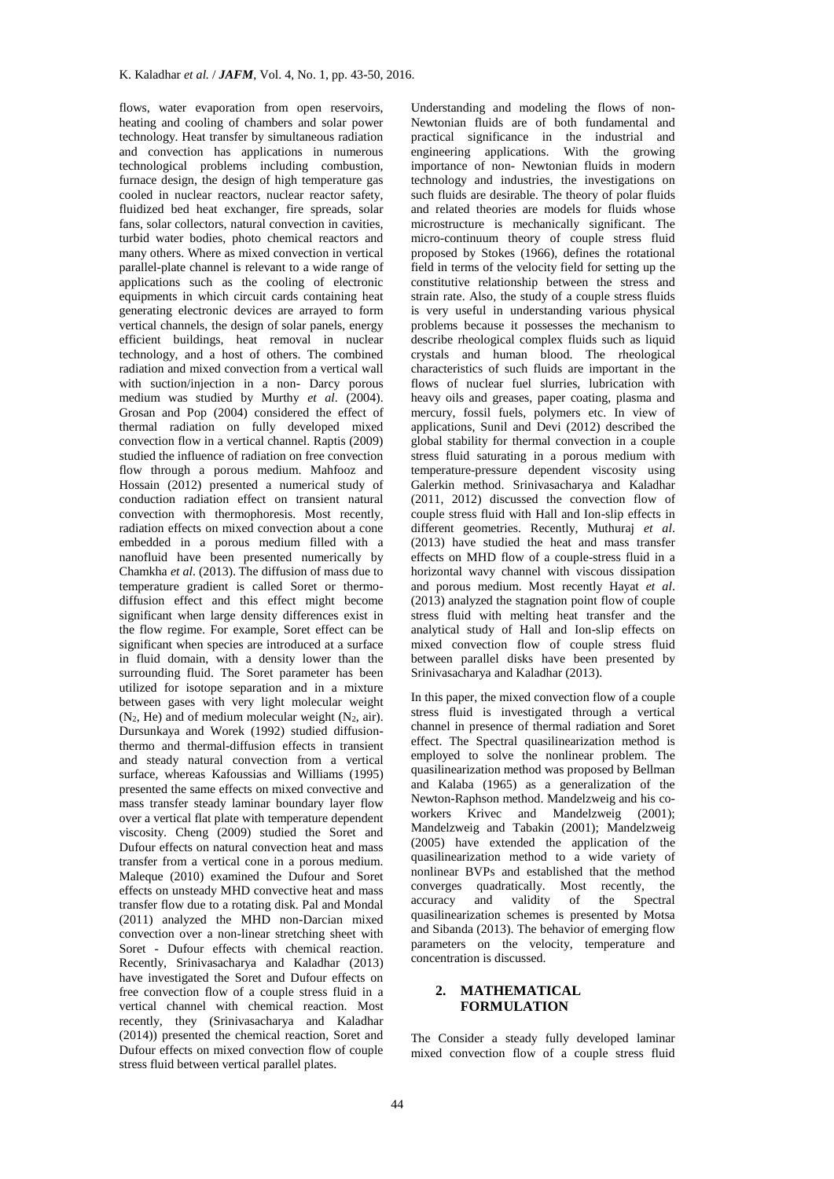flows, water evaporation from open reservoirs, heating and cooling of chambers and solar power technology. Heat transfer by simultaneous radiation and convection has applications in numerous technological problems including combustion, furnace design, the design of high temperature gas cooled in nuclear reactors, nuclear reactor safety, fluidized bed heat exchanger, fire spreads, solar fans, solar collectors, natural convection in cavities, turbid water bodies, photo chemical reactors and many others. Where as mixed convection in vertical parallel-plate channel is relevant to a wide range of applications such as the cooling of electronic equipments in which circuit cards containing heat generating electronic devices are arrayed to form vertical channels, the design of solar panels, energy efficient buildings, heat removal in nuclear technology, and a host of others. The combined radiation and mixed convection from a vertical wall with suction/injection in a non- Darcy porous medium was studied by Murthy *et al*. (2004). Grosan and Pop (2004) considered the effect of thermal radiation on fully developed mixed convection flow in a vertical channel. Raptis (2009) studied the influence of radiation on free convection flow through a porous medium. Mahfooz and Hossain (2012) presented a numerical study of conduction radiation effect on transient natural convection with thermophoresis. Most recently, radiation effects on mixed convection about a cone embedded in a porous medium filled with a nanofluid have been presented numerically by Chamkha *et al*. (2013). The diffusion of mass due to temperature gradient is called Soret or thermo-diffusion effect and this effect might become significant when large density differences exist in the flow regime. For example, Soret effect can be significant when species are introduced at a surface in fluid domain, with a density lower than the surrounding fluid. The Soret parameter has been utilized for isotope separation and in a mixture between gases with very light molecular weight ($N_2$, He) and of medium molecular weight ($N_2$, air). Dursunkaya and Worek (1992) studied diffusion-thermo and thermal-diffusion effects in transient and steady natural convection from a vertical surface, whereas Kafoussias and Williams (1995) presented the same effects on mixed convective and mass transfer steady laminar boundary layer flow over a vertical flat plate with temperature dependent viscosity. Cheng (2009) studied the Soret and Dufour effects on natural convection heat and mass transfer from a vertical cone in a porous medium. Maleque (2010) examined the Dufour and Soret effects on unsteady MHD convective heat and mass transfer flow due to a rotating disk. Pal and Mondal (2011) analyzed the MHD non-Darcian mixed convection over a non-linear stretching sheet with Soret - Dufour effects with chemical reaction. Recently, Srinivasacharya and Kaladhar (2013) have investigated the Soret and Dufour effects on free convection flow of a couple stress fluid in a vertical channel with chemical reaction. Most recently, they (Srinivasacharya and Kaladhar (2014)) presented the chemical reaction, Soret and Dufour effects on mixed convection flow of couple stress fluid between vertical parallel plates.

Understanding and modeling the flows of non-Newtonian fluids are of both fundamental and practical significance in the industrial and engineering applications. With the growing importance of non- Newtonian fluids in modern technology and industries, the investigations on such fluids are desirable. The theory of polar fluids and related theories are models for fluids whose microstructure is mechanically significant. The micro-continuum theory of couple stress fluid proposed by Stokes (1966), defines the rotational field in terms of the velocity field for setting up the constitutive relationship between the stress and strain rate. Also, the study of a couple stress fluids is very useful in understanding various physical problems because it possesses the mechanism to describe rheological complex fluids such as liquid crystals and human blood. The rheological characteristics of such fluids are important in the flows of nuclear fuel slurries, lubrication with heavy oils and greases, paper coating, plasma and mercury, fossil fuels, polymers etc. In view of applications, Sunil and Devi (2012) described the global stability for thermal convection in a couple stress fluid saturating in a porous medium with temperature-pressure dependent viscosity using Galerkin method. Srinivasacharya and Kaladhar (2011, 2012) discussed the convection flow of couple stress fluid with Hall and Ion-slip effects in different geometries. Recently, Muthuraj *et al*. (2013) have studied the heat and mass transfer effects on MHD flow of a couple-stress fluid in a horizontal wavy channel with viscous dissipation and porous medium. Most recently Hayat *et al*. (2013) analyzed the stagnation point flow of couple stress fluid with melting heat transfer and the analytical study of Hall and Ion-slip effects on mixed convection flow of couple stress fluid between parallel disks have been presented by Srinivasacharya and Kaladhar (2013).

In this paper, the mixed convection flow of a couple stress fluid is investigated through a vertical channel in presence of thermal radiation and Soret effect. The Spectral quasilinearization method is employed to solve the nonlinear problem. The quasilinearization method was proposed by Bellman and Kalaba (1965) as a generalization of the Newton-Raphson method. Mandelzweig and his co-workers Krivec and Mandelzweig (2001); Mandelzweig and Tabakin (2001); Mandelzweig (2005) have extended the application of the quasilinearization method to a wide variety of nonlinear BVPs and established that the method converges quadratically. Most recently, the accuracy and validity of the Spectral quasilinearization schemes is presented by Motsa and Sibanda (2013). The behavior of emerging flow parameters on the velocity, temperature and concentration is discussed.

## 2. MATHEMATICAL FORMULATION

The Consider a steady fully developed laminar mixed convection flow of a couple stress fluid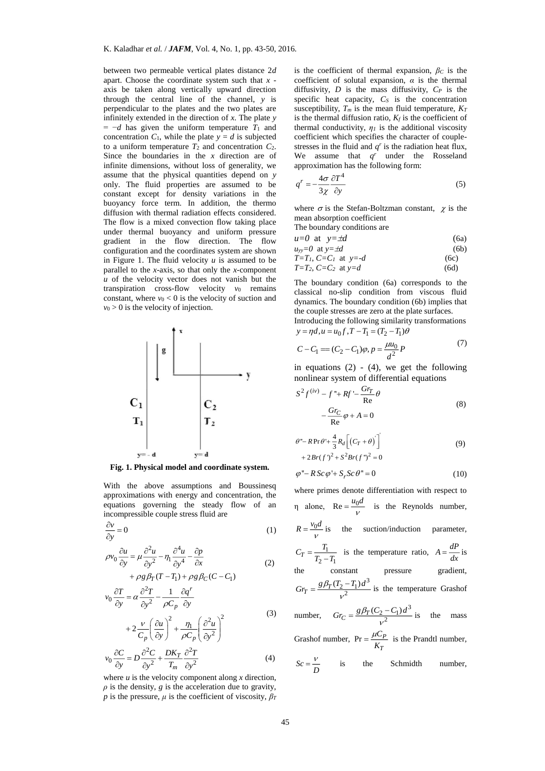between two permeable vertical plates distance $2d$ apart. Choose the coordinate system such that $x$ - axis be taken along vertically upward direction through the central line of the channel, $y$ is perpendicular to the plates and the two plates are infinitely extended in the direction of $x$. The plate $y = -d$ has given the uniform temperature $T_1$ and concentration $C_1$, while the plate $y = d$ is subjected to a uniform temperature $T_2$ and concentration $C_2$. Since the boundaries in the $x$ direction are of infinite dimensions, without loss of generality, we assume that the physical quantities depend on $y$ only. The fluid properties are assumed to be constant except for density variations in the buoyancy force term. In addition, the thermo diffusion with thermal radiation effects considered. The flow is a mixed convection flow taking place under thermal buoyancy and uniform pressure gradient in the flow direction. The flow configuration and the coordinates system are shown in Figure 1. The fluid velocity $u$ is assumed to be parallel to the $x$-axis, so that only the $x$-component $u$ of the velocity vector does not vanish but the transpiration cross-flow velocity $v_0$ remains constant, where $v_0 < 0$ is the velocity of suction and $v_0 > 0$ is the velocity of injection.

x
g
y
$C_1$
$T_1$
$C_2$
$T_2$
y= - d
y= d

**Fig. 1. Physical model and coordinate system.**

With the above assumptions and Boussinesq approximations with energy and concentration, the equations governing the steady flow of an incompressible couple stress fluid are

$$\frac{\partial v}{\partial y} = 0 \tag{1}$$

$$\rho v_0 \frac{\partial u}{\partial y} = \mu \frac{\partial^2 u}{\partial y^2} - \eta_1 \frac{\partial^4 u}{\partial y^4} - \frac{\partial p}{\partial x} + \rho g \beta_T (T - T_1) + \rho g \beta_C (C - C_1) \tag{2}$$

$$v_0 \frac{\partial T}{\partial y} = \alpha \frac{\partial^2 T}{\partial y^2} - \frac{1}{\rho C_p} \frac{\partial q^r}{\partial y} + 2 \frac{\nu}{C_p} \left( \frac{\partial u}{\partial y} \right)^2 + \frac{\eta_1}{\rho C_p} \left( \frac{\partial^2 u}{\partial y^2} \right)^2 \tag{3}$$

$$v_0 \frac{\partial C}{\partial y} = D \frac{\partial^2 C}{\partial y^2} + \frac{D K_T}{T_m} \frac{\partial^2 T}{\partial y^2} \tag{4}$$

where $u$ is the velocity component along $x$ direction, $\rho$ is the density, $g$ is the acceleration due to gravity, $p$ is the pressure, $\mu$ is the coefficient of viscosity, $\beta_T$ is the coefficient of thermal expansion, $\beta_C$ is the coefficient of solutal expansion, $\alpha$ is the thermal diffusivity, $D$ is the mass diffusivity, $C_P$ is the specific heat capacity, $C_S$ is the concentration susceptibility, $T_m$ is the mean fluid temperature, $K_T$ is the thermal diffusion ratio, $K_f$ is the coefficient of thermal conductivity, $\eta_1$ is the additional viscosity coefficient which specifies the character of couple-stresses in the fluid and $q^r$ is the radiation heat flux, We assume that $q^r$ under the Rosseland approximation has the following form:

$$q^r = -\frac{4\sigma}{3\chi} \frac{\partial T^4}{\partial y} \tag{5}$$

where $\sigma$ is the Stefan-Boltzman constant, $\chi$ is the mean absorption coefficient

The boundary conditions are

$u=0$ at $y=\pm d$ (6a)

$u_{yy}=0$ at $y=\pm d$ (6b)

$T=T_1$, $C=C_1$ at $y=-d$ (6c)

$T=T_2$, $C=C_2$ at $y=d$ (6d)

The boundary condition (6a) corresponds to the classical no-slip condition from viscous fluid dynamics. The boundary condition (6b) implies that the couple stresses are zero at the plate surfaces.

Introducing the following similarity transformations

$$y = \eta d, u = u_0 f, T - T_1 = (T_2 - T_1)\theta$$
$$C - C_1 = (C_2 - C_1)\varphi, p = \frac{\mu u_0}{d^2} P \tag{7}$$

in equations (2) - (4), we get the following nonlinear system of differential equations

$$S^2 f^{(iv)} - f'' + R f' - \frac{Gr_T}{\text{Re}} \theta - \frac{Gr_C}{\text{Re}} \varphi + A = 0 \tag{8}$$

$$\theta'' - R \Pr \theta' + \frac{4}{3} R_d \left[ \left( C_T + \theta \right)' \right]' + 2 Br (f')^2 + S^2 Br (f'')^2 = 0 \tag{9}$$

$$\varphi'' - R Sc \varphi' + S_r Sc \theta'' = 0 \tag{10}$$

where primes denote differentiation with respect to η alone, $\text{Re} = \frac{u_0 d}{\nu}$ is the Reynolds number, $R = \frac{v_0 d}{\nu}$ is the suction/induction parameter, $C_T = \frac{T_1}{T_2 - T_1}$ is the temperature ratio, $A = \frac{dP}{dx}$ is the constant pressure gradient, $Gr_T = \frac{g \beta_T (T_2 - T_1) d^3}{\nu^2}$ is the temperature Grashof number, $Gr_C = \frac{g \beta_T (C_2 - C_1) d^3}{\nu^2}$ is the mass Grashof number, $\Pr = \frac{\mu C_P}{K_T}$ is the Prandtl number, $Sc = \frac{\nu}{D}$ is the Schmidth number,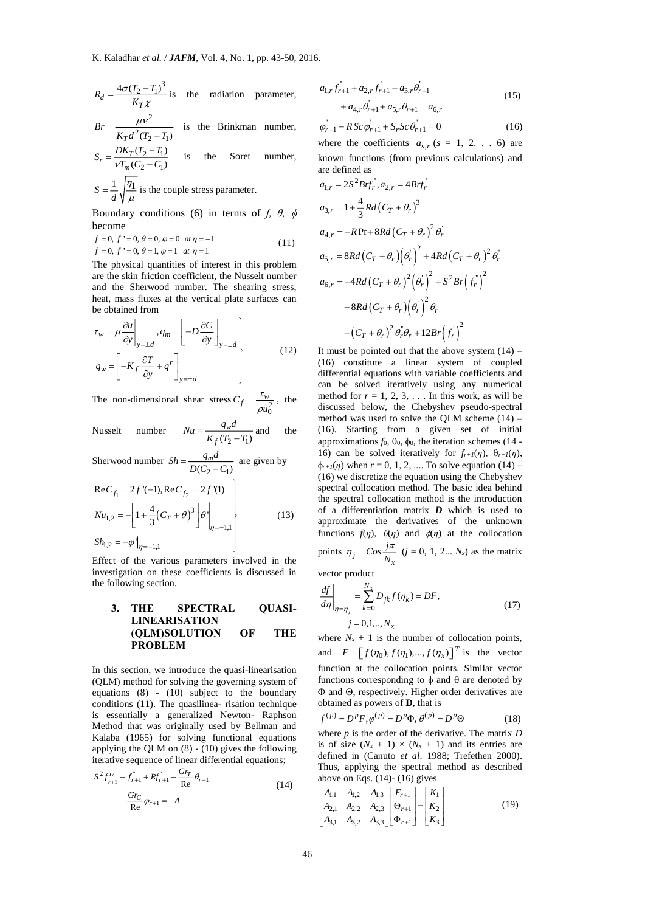$R_d = \dfrac{4\sigma(T_2 - T_1)^3}{K_T \chi}$ is the radiation parameter,

$Br = \dfrac{\mu \nu^2}{K_T d^2 (T_2 - T_1)}$ is the Brinkman number,

$S_r = \dfrac{D K_T (T_2 - T_1)}{\nu T_m (C_2 - C_1)}$ is the Soret number,

$S = \dfrac{1}{d}\sqrt{\dfrac{\eta_1}{\mu}}$ is the couple stress parameter.

Boundary conditions (6) in terms of $f$, $\theta$, $\phi$ become

$$
\begin{aligned}
&f = 0,\; f'' = 0,\; \theta = 0,\; \varphi = 0 \quad at\; \eta = -1 \\
&f = 0,\; f'' = 0,\; \theta = 1,\; \varphi = 1 \quad at\; \eta = 1
\end{aligned}
\tag{11}
$$

The physical quantities of interest in this problem are the skin friction coefficient, the Nusselt number and the Sherwood number. The shearing stress, heat, mass fluxes at the vertical plate surfaces can be obtained from

$$
\left.
\begin{aligned}
&\tau_w = \mu \left.\frac{\partial u}{\partial y}\right|_{y=\pm d},\; q_m = \left[-D\frac{\partial C}{\partial y}\right]_{y=\pm d} \\
&q_w = \left[-K_f \frac{\partial T}{\partial y} + q^r\right]_{y=\pm d}
\end{aligned}
\right\}
\tag{12}
$$

The non-dimensional shear stress $C_f = \dfrac{\tau_w}{\rho u_0^2}$, the Nusselt number $Nu = \dfrac{q_w d}{K_f (T_2 - T_1)}$ and the Sherwood number $Sh = \dfrac{q_m d}{D(C_2 - C_1)}$ are given by

$$
\left.
\begin{aligned}
&\operatorname{Re} C_{f_1} = 2f'(-1), \operatorname{Re} C_{f_2} = 2f'(1) \\
&Nu_{1,2} = -\left[1 + \frac{4}{3}\left(C_T + \theta\right)^3\right]\theta'\Big|_{\eta=-1,1} \\
&Sh_{1,2} = -\varphi'\big|_{\eta=-1,1}
\end{aligned}
\right\}
\tag{13}
$$

Effect of the various parameters involved in the investigation on these coefficients is discussed in the following section.

## 3. THE SPECTRAL QUASI-LINEARISATION (QLM)SOLUTION OF THE PROBLEM

In this section, we introduce the quasi-linearisation (QLM) method for solving the governing system of equations (8) - (10) subject to the boundary conditions (11). The quasilinea- risation technique is essentially a generalized Newton- Raphson Method that was originally used by Bellman and Kalaba (1965) for solving functional equations applying the QLM on (8) - (10) gives the following iterative sequence of linear differential equations;

$$
\begin{aligned}
&S^2 f_{r+1}^{iv} - f_{r+1}'' + R f_{r+1}' - \frac{Gr_T}{\operatorname{Re}}\theta_{r+1} \\
&\quad - \frac{Gr_C}{\operatorname{Re}}\varphi_{r+1} = -A
\end{aligned}
\tag{14}
$$

$$
\begin{aligned}
&a_{1,r} f_{r+1}'' + a_{2,r} f_{r+1}' + a_{3,r}\theta_{r+1}'' \\
&\quad + a_{4,r}\theta_{r+1}' + a_{5,r}\theta_{r+1} = a_{6,r}
\end{aligned}
\tag{15}
$$

$$
\varphi_{r+1}'' - R\,Sc\,\varphi_{r+1}' + S_r Sc\,\theta_{r+1}'' = 0 \tag{16}
$$

where the coefficients $a_{s,r}$ ($s$ = 1, 2. . . 6) are known functions (from previous calculations) and are defined as

$$
a_{1,r} = 2S^2 Br f_r'', a_{2,r} = 4Br f_r'
$$

$$
a_{3,r} = 1 + \frac{4}{3}Rd\left(C_T + \theta_r\right)^3
$$

$$
a_{4,r} = -R\Pr + 8Rd\left(C_T + \theta_r\right)^2\theta_r'
$$

$$
a_{5,r} = 8Rd\left(C_T + \theta_r\right)\left(\theta_r'\right)^2 + 4Rd\left(C_T + \theta_r\right)^2\theta_r''
$$

$$
\begin{aligned}
a_{6,r} = &-4Rd\left(C_T + \theta_r\right)^2\left(\theta_r'\right)^2 + S^2 Br\left(f_r''\right)^2 \\
&- 8Rd\left(C_T + \theta_r\right)\left(\theta_r'\right)^2\theta_r \\
&- \left(C_T + \theta_r\right)^2\theta_r''\theta_r + 12Br\left(f_r'\right)^2
\end{aligned}
$$

It must be pointed out that the above system (14) – (16) constitute a linear system of coupled differential equations with variable coefficients and can be solved iteratively using any numerical method for $r$ = 1, 2, 3, . . . In this work, as will be discussed below, the Chebyshev pseudo-spectral method was used to solve the QLM scheme (14) – (16). Starting from a given set of initial approximations $f_0$, $\theta_0$, $\phi_0$, the iteration schemes (14 - 16) can be solved iteratively for $f_{r+1}(\eta)$, $\theta_{r+1}(\eta)$, $\phi_{r+1}(\eta)$ when $r$ = 0, 1, 2, .... To solve equation (14) – (16) we discretize the equation using the Chebyshev spectral collocation method. The basic idea behind the spectral collocation method is the introduction of a differentiation matrix $\boldsymbol{D}$ which is used to approximate the derivatives of the unknown functions $f(\eta)$, $\theta(\eta)$ and $\phi(\eta)$ at the collocation points $\eta_j = Cos\dfrac{j\pi}{N_x}$ ($j$ = 0, 1, 2... $N_x$) as the matrix vector product

$$
\begin{aligned}
&\left.\frac{df}{d\eta}\right|_{\eta=\eta_j} = \sum_{k=0}^{N_x} D_{jk} f(\eta_k) = DF, \\
&\quad j = 0,1,..,N_x
\end{aligned}
\tag{17}
$$

where $N_x + 1$ is the number of collocation points, and $F = \left[f(\eta_0), f(\eta_1), ..., f(\eta_x)\right]^T$ is the vector function at the collocation points. Similar vector functions corresponding to $\phi$ and $\theta$ are denoted by $\Phi$ and $\Theta$, respectively. Higher order derivatives are obtained as powers of $\mathbf{D}$, that is

$$
f^{(p)} = D^p F, \varphi^{(p)} = D^p \Phi, \theta^{(p)} = D^p \Theta \tag{18}
$$

where $p$ is the order of the derivative. The matrix $D$ is of size $(N_x + 1) \times (N_x + 1)$ and its entries are defined in (Canuto *et al*. 1988; Trefethen 2000). Thus, applying the spectral method as described above on Eqs. (14)- (16) gives

$$
\begin{bmatrix}
A_{1,1} & A_{1,2} & A_{1,3} \\
A_{2,1} & A_{2,2} & A_{2,3} \\
A_{3,1} & A_{3,2} & A_{3,3}
\end{bmatrix}
\begin{bmatrix}
F_{r+1} \\ \Theta_{r+1} \\ \Phi_{r+1}
\end{bmatrix}
=
\begin{bmatrix}
K_1 \\ K_2 \\ K_3
\end{bmatrix}
\tag{19}
$$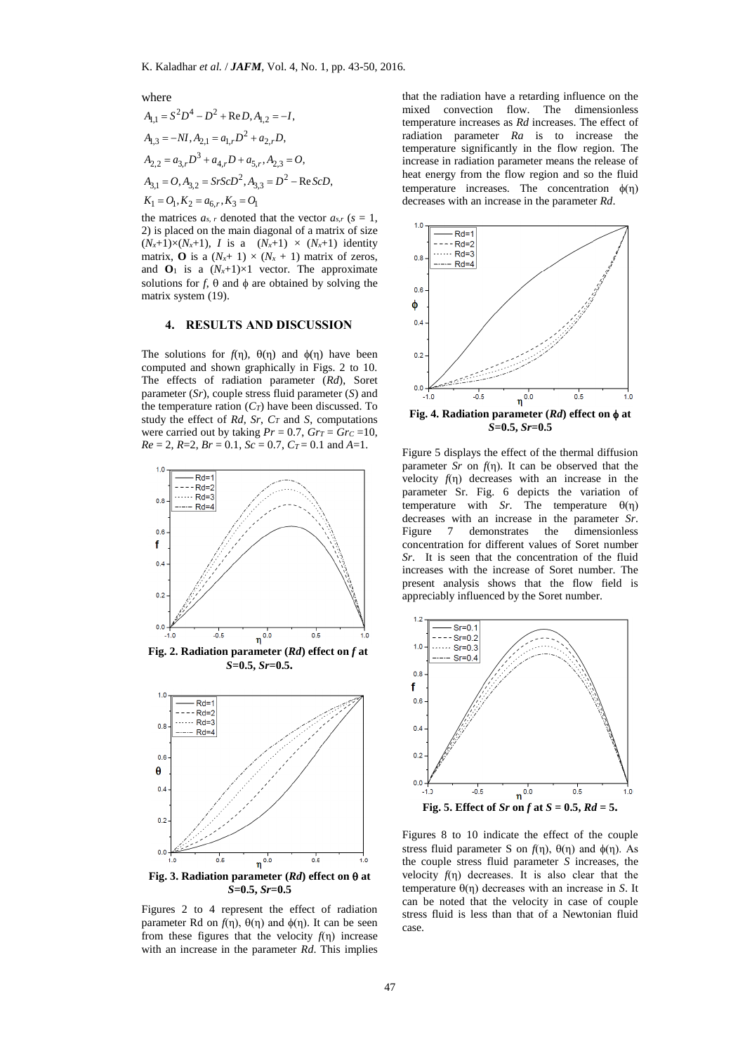where

$$A_{1,1} = S^2D^4 - D^2 + \mathrm{Re}\,D, A_{1,2} = -I,$$

$$A_{1,3} = -NI, A_{2,1} = a_{1,r}D^2 + a_{2,r}D,$$

$$A_{2,2} = a_{3,r}D^3 + a_{4,r}D + a_{5,r}, A_{2,3} = O,$$

$$A_{3,1} = O, A_{3,2} = SrScD^2, A_{3,3} = D^2 - \mathrm{Re}\,ScD,$$

$$K_1 = O_1, K_2 = a_{6,r}, K_3 = O_1$$

the matrices $a_{s,r}$ denoted that the vector $a_{s,r}$ ($s$ = 1, 2) is placed on the main diagonal of a matrix of size $(N_x+1)\times(N_x+1)$, $I$ is a $(N_x+1) \times (N_x+1)$ identity matrix, **O** is a $(N_x+ 1) \times (N_x + 1)$ matrix of zeros, and $\mathbf{O}_1$ is a $(N_x+1)\times1$ vector. The approximate solutions for $f$, $\theta$ and $\phi$ are obtained by solving the matrix system (19).

## 4. RESULTS AND DISCUSSION

The solutions for $f(\eta)$, $\theta(\eta)$ and $\phi(\eta)$ have been computed and shown graphically in Figs. 2 to 10. The effects of radiation parameter (*Rd*), Soret parameter (*Sr*), couple stress fluid parameter (*S*) and the temperature ration ($C_T$) have been discussed. To study the effect of *Rd*, *Sr*, $C_T$ and *S*, computations were carried out by taking $Pr$ = 0.7, $Gr_T = Gr_C$ =10, $Re$ = 2, $R$=2, $Br$ = 0.1, $Sc$ = 0.7, $C_T$ = 0.1 and $A$=1.

**Fig. 2. Radiation parameter (*Rd*) effect on *f* at *S*=0.5, *Sr*=0.5.**

**Fig. 3. Radiation parameter (*Rd*) effect on θ at *S*=0.5, *Sr*=0.5**

Figures 2 to 4 represent the effect of radiation parameter Rd on $f(\eta)$, $\theta(\eta)$ and $\phi(\eta)$. It can be seen from these figures that the velocity $f(\eta)$ increase with an increase in the parameter *Rd*. This implies that the radiation have a retarding influence on the mixed convection flow. The dimensionless temperature increases as *Rd* increases. The effect of radiation parameter *Ra* is to increase the temperature significantly in the flow region. The increase in radiation parameter means the release of heat energy from the flow region and so the fluid temperature increases. The concentration $\phi(\eta)$ decreases with an increase in the parameter *Rd*.

**Fig. 4. Radiation parameter (*Rd*) effect on ϕ at *S*=0.5, *Sr*=0.5**

Figure 5 displays the effect of the thermal diffusion parameter *Sr* on $f(\eta)$. It can be observed that the velocity $f(\eta)$ decreases with an increase in the parameter Sr. Fig. 6 depicts the variation of temperature with *Sr*. The temperature $\theta(\eta)$ decreases with an increase in the parameter *Sr*. Figure 7 demonstrates the dimensionless concentration for different values of Soret number *Sr*. It is seen that the concentration of the fluid increases with the increase of Soret number. The present analysis shows that the flow field is appreciably influenced by the Soret number.

**Fig. 5. Effect of *Sr* on *f* at *S* = 0.5, *Rd* = 5.**

Figures 8 to 10 indicate the effect of the couple stress fluid parameter S on $f(\eta)$, $\theta(\eta)$ and $\phi(\eta)$. As the couple stress fluid parameter *S* increases, the velocity $f(\eta)$ decreases. It is also clear that the temperature $\theta(\eta)$ decreases with an increase in *S*. It can be noted that the velocity in case of couple stress fluid is less than that of a Newtonian fluid case.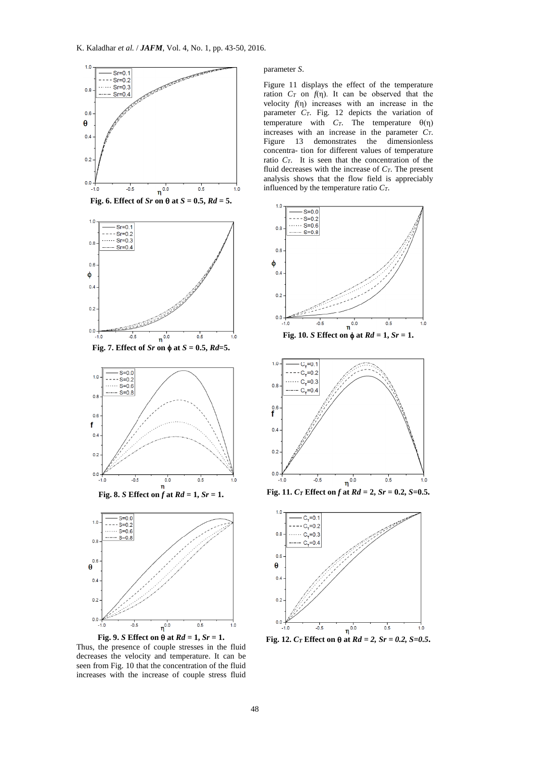1.0
Sr=0.1
Sr=0.2
Sr=0.3
Sr=0.4
0.8
0.6
θ
0.4
0.2
0.0
-1.0
-0.5
0.0
0.5
1.0
η

**Fig. 6. Effect of *Sr* on θ at *S* = 0.5, *Rd* = 5.**

1.0
Sr=0.1
Sr=0.2
Sr=0.3
Sr=0.4
0.8
0.6
ϕ
0.4
0.2
0.0
-1.0
-0.5
0.0
0.5
1.0
η

**Fig. 7. Effect of *Sr* on ϕ at *S* = 0.5, *Rd*=5.**

S=0.0
S=0.2
S=0.6
S=0.8
1.0
0.8
0.6
f
0.4
0.2
0.0
-1.0
-0.5
0.0
0.5
1.0
η

**Fig. 8. *S* Effect on *f* at *Rd* = 1, *Sr* = 1.**

S=0.0
S=0.2
S=0.6
S=0.8
1.0
0.8
0.6
θ
0.4
0.2
0.0
-1.0
-0.5
0.0
0.5
1.0
η

**Fig. 9. *S* Effect on θ at *Rd* = 1, *Sr* = 1.**

Thus, the presence of couple stresses in the fluid decreases the velocity and temperature. It can be seen from Fig. 10 that the concentration of the fluid increases with the increase of couple stress fluid parameter *S*.

Figure 11 displays the effect of the temperature ration $C_T$ on $f(\eta)$. It can be observed that the velocity $f(\eta)$ increases with an increase in the parameter $C_T$. Fig. 12 depicts the variation of temperature with $C_T$. The temperature $\theta(\eta)$ increases with an increase in the parameter $C_T$. Figure 13 demonstrates the dimensionless concentra- tion for different values of temperature ratio $C_T$. It is seen that the concentration of the fluid decreases with the increase of $C_T$. The present analysis shows that the flow field is appreciably influenced by the temperature ratio $C_T$.

1.0
S=0.0
S=0.2
S=0.6
S=0.8
0.8
0.6
ϕ
0.4
0.2
0.0
-1.0
-0.5
0.0
0.5
1.0
η

**Fig. 10. *S* Effect on ϕ at *Rd* = 1, *Sr* = 1.**

1.0
$C_T$=0.1
$C_T$=0.2
$C_T$=0.3
$C_T$=0.4
0.8
0.6
f
0.4
0.2
0.0
-1.0
-0.5
0.0
0.5
1.0
η

**Fig. 11. $C_T$ Effect on *f* at *Rd* = 2, *Sr* = 0.2, *S*=0.5.**

1.0
$C_T$=0.1
$C_T$=0.2
$C_T$=0.3
$C_T$=0.4
0.8
0.6
θ
0.4
0.2
0.0
-1.0
-0.5
0.0
0.5
1.0
η

**Fig. 12. $C_T$ Effect on θ at *Rd = 2, Sr = 0.2, S=0.5*.**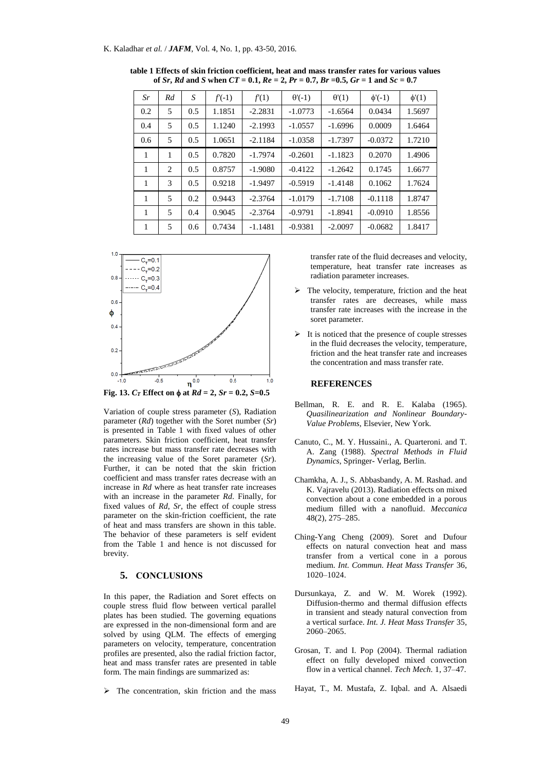**table 1 Effects of skin friction coefficient, heat and mass transfer rates for various values of *Sr*, *Rd* and *S* when $CT = 0.1$, $Re = 2$, $Pr = 0.7$, $Br = 0.5$, $Gr = 1$ and $Sc = 0.7$**

| *Sr* | *Rd* | *S* | $f'(-1)$ | $f'(1)$ | $\theta'(-1)$ | $\theta'(1)$ | $\phi'(-1)$ | $\phi'(1)$ |
|---|---|---|---|---|---|---|---|---|
| 0.2 | 5 | 0.5 | 1.1851 | -2.2831 | -1.0773 | -1.6564 | 0.0434 | 1.5697 |
| 0.4 | 5 | 0.5 | 1.1240 | -2.1993 | -1.0557 | -1.6996 | 0.0009 | 1.6464 |
| 0.6 | 5 | 0.5 | 1.0651 | -2.1184 | -1.0358 | -1.7397 | -0.0372 | 1.7210 |
| 1 | 1 | 0.5 | 0.7820 | -1.7974 | -0.2601 | -1.1823 | 0.2070 | 1.4906 |
| 1 | 2 | 0.5 | 0.8757 | -1.9080 | -0.4122 | -1.2642 | 0.1745 | 1.6677 |
| 1 | 3 | 0.5 | 0.9218 | -1.9497 | -0.5919 | -1.4148 | 0.1062 | 1.7624 |
| 1 | 5 | 0.2 | 0.9443 | -2.3764 | -1.0179 | -1.7108 | -0.1118 | 1.8747 |
| 1 | 5 | 0.4 | 0.9045 | -2.3764 | -0.9791 | -1.8941 | -0.0910 | 1.8556 |
| 1 | 5 | 0.6 | 0.7434 | -1.1481 | -0.9381 | -2.0097 | -0.0682 | 1.8417 |

$C_T$=0.1
$C_T$=0.2
$C_T$=0.3
$C_T$=0.4
$\phi$
$\eta$
1.0 0.8 0.6 0.4 0.2 0.0
-1.0 -0.5 0.0 0.5 1.0

**Fig. 13.** $C_T$ **Effect on** $\phi$ **at** $Rd = 2$, $Sr = 0.2$, $S=0.5$

Variation of couple stress parameter (*S*), Radiation parameter (*Rd*) together with the Soret number (*Sr*) is presented in Table 1 with fixed values of other parameters. Skin friction coefficient, heat transfer rates increase but mass transfer rate decreases with the increasing value of the Soret parameter (*Sr*). Further, it can be noted that the skin friction coefficient and mass transfer rates decrease with an increase in *Rd* where as heat transfer rate increases with an increase in the parameter *Rd*. Finally, for fixed values of *Rd, Sr*, the effect of couple stress parameter on the skin-friction coefficient, the rate of heat and mass transfers are shown in this table. The behavior of these parameters is self evident from the Table 1 and hence is not discussed for brevity.

## 5. CONCLUSIONS

In this paper, the Radiation and Soret effects on couple stress fluid flow between vertical parallel plates has been studied. The governing equations are expressed in the non-dimensional form and are solved by using QLM. The effects of emerging parameters on velocity, temperature, concentration profiles are presented, also the radial friction factor, heat and mass transfer rates are presented in table form. The main findings are summarized as:

- The concentration, skin friction and the mass transfer rate of the fluid decreases and velocity, temperature, heat transfer rate increases as radiation parameter increases.
- The velocity, temperature, friction and the heat transfer rates are decreases, while mass transfer rate increases with the increase in the soret parameter.
- It is noticed that the presence of couple stresses in the fluid decreases the velocity, temperature, friction and the heat transfer rate and increases the concentration and mass transfer rate.

## REFERENCES

Bellman, R. E. and R. E. Kalaba (1965). *Quasilinearization and Nonlinear Boundary-Value Problems*, Elsevier, New York.

Canuto, C., M. Y. Hussaini., A. Quarteroni. and T. A. Zang (1988). *Spectral Methods in Fluid Dynamics*, Springer- Verlag, Berlin.

Chamkha, A. J., S. Abbasbandy, A. M. Rashad. and K. Vajravelu (2013). Radiation effects on mixed convection about a cone embedded in a porous medium filled with a nanofluid. *Meccanica* 48(2), 275–285.

Ching-Yang Cheng (2009). Soret and Dufour effects on natural convection heat and mass transfer from a vertical cone in a porous medium. *Int. Commun. Heat Mass Transfer* 36, 1020–1024.

Dursunkaya, Z. and W. M. Worek (1992). Diffusion-thermo and thermal diffusion effects in transient and steady natural convection from a vertical surface. *Int. J. Heat Mass Transfer* 35, 2060–2065.

Grosan, T. and I. Pop (2004). Thermal radiation effect on fully developed mixed convection flow in a vertical channel. *Tech Mech.* 1, 37–47.

Hayat, T., M. Mustafa, Z. Iqbal. and A. Alsaedi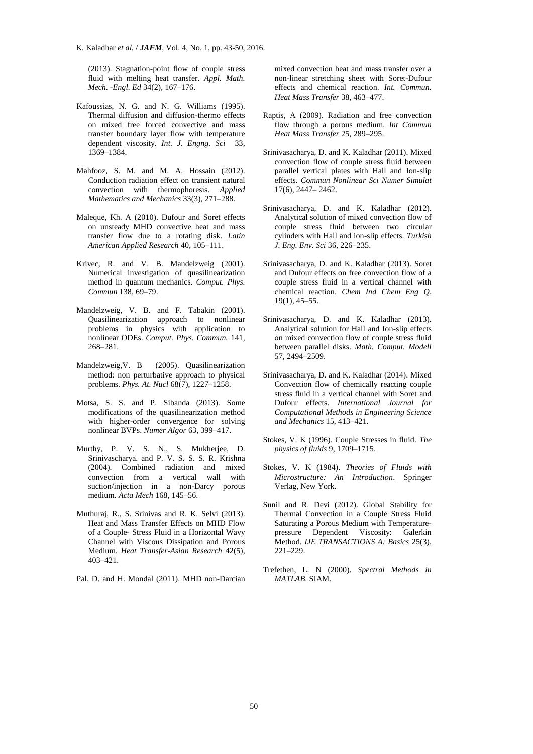(2013). Stagnation-point flow of couple stress fluid with melting heat transfer. *Appl. Math. Mech. -Engl. Ed* 34(2), 167–176.

Kafoussias, N. G. and N. G. Williams (1995). Thermal diffusion and diffusion-thermo effects on mixed free forced convective and mass transfer boundary layer flow with temperature dependent viscosity. *Int. J. Engng. Sci* 33, 1369–1384.

Mahfooz, S. M. and M. A. Hossain (2012). Conduction radiation effect on transient natural convection with thermophoresis. *Applied Mathematics and Mechanics* 33(3), 271–288.

Maleque, Kh. A (2010). Dufour and Soret effects on unsteady MHD convective heat and mass transfer flow due to a rotating disk. *Latin American Applied Research* 40, 105–111.

Krivec, R. and V. B. Mandelzweig (2001). Numerical investigation of quasilinearization method in quantum mechanics. *Comput. Phys. Commun* 138, 69–79.

Mandelzweig, V. B. and F. Tabakin (2001). Quasilinearization approach to nonlinear problems in physics with application to nonlinear ODEs. *Comput. Phys. Commun.* 141, 268–281.

Mandelzweig,V. B (2005). Quasilinearization method: non perturbative approach to physical problems. *Phys. At. Nucl* 68(7), 1227–1258.

Motsa, S. S. and P. Sibanda (2013). Some modifications of the quasilinearization method with higher-order convergence for solving nonlinear BVPs. *Numer Algor* 63, 399–417.

Murthy, P. V. S. N., S. Mukherjee, D. Srinivascharya. and P. V. S. S. S. R. Krishna (2004). Combined radiation and mixed convection from a vertical wall with suction/injection in a non-Darcy porous medium. *Acta Mech* 168, 145–56.

Muthuraj, R., S. Srinivas and R. K. Selvi (2013). Heat and Mass Transfer Effects on MHD Flow of a Couple- Stress Fluid in a Horizontal Wavy Channel with Viscous Dissipation and Porous Medium. *Heat Transfer-Asian Research* 42(5), 403–421.

Pal, D. and H. Mondal (2011). MHD non-Darcian mixed convection heat and mass transfer over a non-linear stretching sheet with Soret-Dufour effects and chemical reaction. *Int. Commun. Heat Mass Transfer* 38, 463–477.

Raptis, A (2009). Radiation and free convection flow through a porous medium. *Int Commun Heat Mass Transfer* 25, 289–295.

Srinivasacharya, D. and K. Kaladhar (2011). Mixed convection flow of couple stress fluid between parallel vertical plates with Hall and Ion-slip effects. *Commun Nonlinear Sci Numer Simulat* 17(6), 2447– 2462.

Srinivasacharya, D. and K. Kaladhar (2012). Analytical solution of mixed convection flow of couple stress fluid between two circular cylinders with Hall and ion-slip effects. *Turkish J. Eng. Env. Sci* 36, 226–235.

Srinivasacharya, D. and K. Kaladhar (2013). Soret and Dufour effects on free convection flow of a couple stress fluid in a vertical channel with chemical reaction. *Chem Ind Chem Eng Q*. 19(1), 45–55.

Srinivasacharya, D. and K. Kaladhar (2013). Analytical solution for Hall and Ion-slip effects on mixed convection flow of couple stress fluid between parallel disks. *Math. Comput. Modell* 57, 2494–2509.

Srinivasacharya, D. and K. Kaladhar (2014). Mixed Convection flow of chemically reacting couple stress fluid in a vertical channel with Soret and Dufour effects. *International Journal for Computational Methods in Engineering Science and Mechanics* 15, 413–421.

Stokes, V. K (1996). Couple Stresses in fluid. *The physics of fluids* 9, 1709–1715.

Stokes, V. K (1984). *Theories of Fluids with Microstructure: An Introduction*. Springer Verlag, New York.

Sunil and R. Devi (2012). Global Stability for Thermal Convection in a Couple Stress Fluid Saturating a Porous Medium with Temperature-pressure Dependent Viscosity: Galerkin Method. *IJE TRANSACTIONS A: Basics* 25(3), 221–229.

Trefethen, L. N (2000). *Spectral Methods in MATLAB.* SIAM.